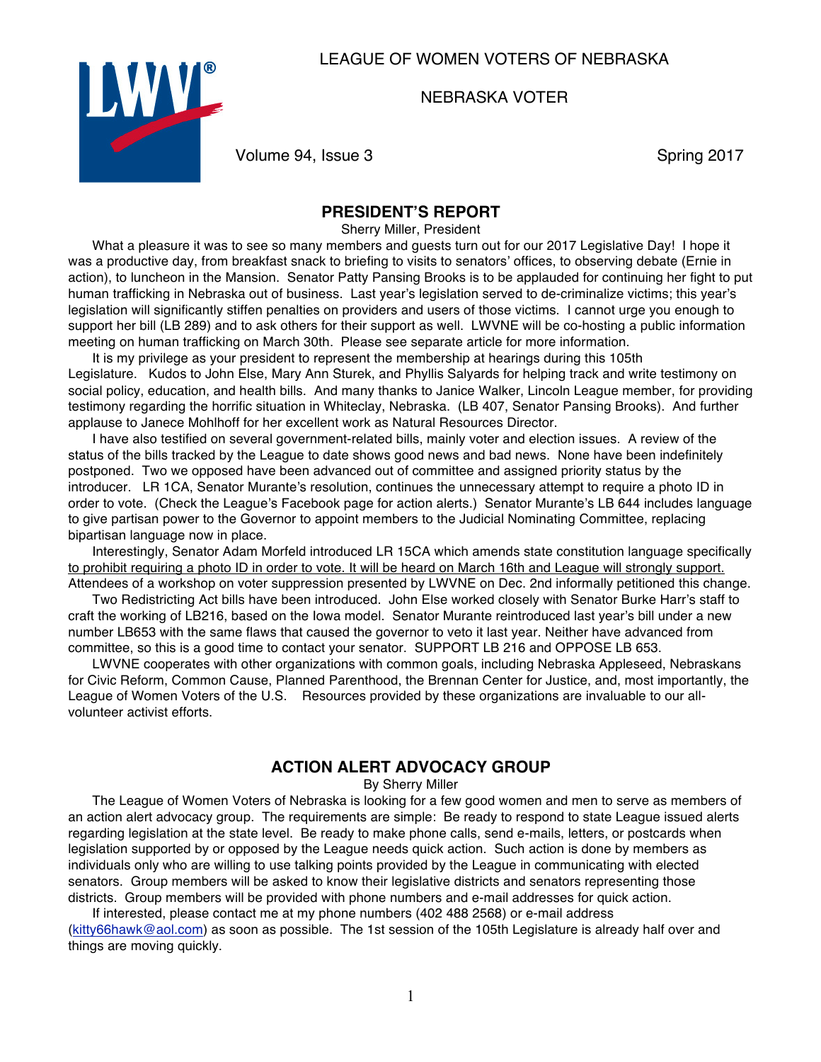# LEAGUE OF WOMEN VOTERS OF NEBRASKA

## NEBRASKA VOTER

Volume 94, Issue 3 Spring 2017

## PRESIDENT'S REPORT

Sherry Miller, President

What a pleasure it was to see so many members and guests turn out for our 2017 Legislative Day! I hope it was a productive day, from breakfast snack to briefing to visits to senators' offices, to observing debate (Ernie in action), to luncheon in the Mansion. Senator Patty Pansing Brooks is to be applauded for continuing her fight to put human trafficking in Nebraska out of business. Last year's legislation served to de-criminalize victims; this year's legislation will significantly stiffen penalties on providers and users of those victims. I cannot urge you enough to support her bill (LB 289) and to ask others for their support as well. LWVNE will be co-hosting a public information meeting on human trafficking on March 30th. Please see separate article for more information.

It is my privilege as your president to represent the membership at hearings during this 105th Legislature. Kudos to John Else, Mary Ann Sturek, and Phyllis Salyards for helping track and write testimony on social policy, education, and health bills. And many thanks to Janice Walker, Lincoln League member, for providing testimony regarding the horrific situation in Whiteclay, Nebraska. (LB 407, Senator Pansing Brooks). And further applause to Janece Mohlhoff for her excellent work as Natural Resources Director.

I have also testified on several government-related bills, mainly voter and election issues. A review of the status of the bills tracked by the League to date shows good news and bad news. None have been indefinitely postponed. Two we opposed have been advanced out of committee and assigned priority status by the introducer. LR 1CA, Senator Murante's resolution, continues the unnecessary attempt to require a photo ID in order to vote. (Check the League's Facebook page for action alerts.) Senator Murante's LB 644 includes language to give partisan power to the Governor to appoint members to the Judicial Nominating Committee, replacing bipartisan language now in place.

Interestingly, Senator Adam Morfeld introduced LR 15CA which amends state constitution language specifically <u>to prohibit requiring a photo ID in order to vote. It will be heard on March 16th and League will strongly support.</u> Attendees of a workshop on voter suppression presented by LWVNE on Dec. 2nd informally petitioned this change.

Two Redistricting Act bills have been introduced. John Else worked closely with Senator Burke Harr's staff to craft the working of LB216, based on the Iowa model. Senator Murante reintroduced last year's bill under a new number LB653 with the same flaws that caused the governor to veto it last year. Neither have advanced from committee, so this is a good time to contact your senator. SUPPORT LB 216 and OPPOSE LB 653.

LWVNE cooperates with other organizations with common goals, including Nebraska Appleseed, Nebraskans for Civic Reform, Common Cause, Planned Parenthood, the Brennan Center for Justice, and, most importantly, the League of Women Voters of the U.S. Resources provided by these organizations are invaluable to our all-volunteer activist efforts.

## ACTION ALERT ADVOCACY GROUP

By Sherry Miller

The League of Women Voters of Nebraska is looking for a few good women and men to serve as members of an action alert advocacy group. The requirements are simple: Be ready to respond to state League issued alerts regarding legislation at the state level. Be ready to make phone calls, send e-mails, letters, or postcards when legislation supported by or opposed by the League needs quick action. Such action is done by members as individuals only who are willing to use talking points provided by the League in communicating with elected senators. Group members will be asked to know their legislative districts and senators representing those districts. Group members will be provided with phone numbers and e-mail addresses for quick action.

If interested, please contact me at my phone numbers (402 488 2568) or e-mail address (kitty66hawk@aol.com) as soon as possible. The 1st session of the 105th Legislature is already half over and things are moving quickly.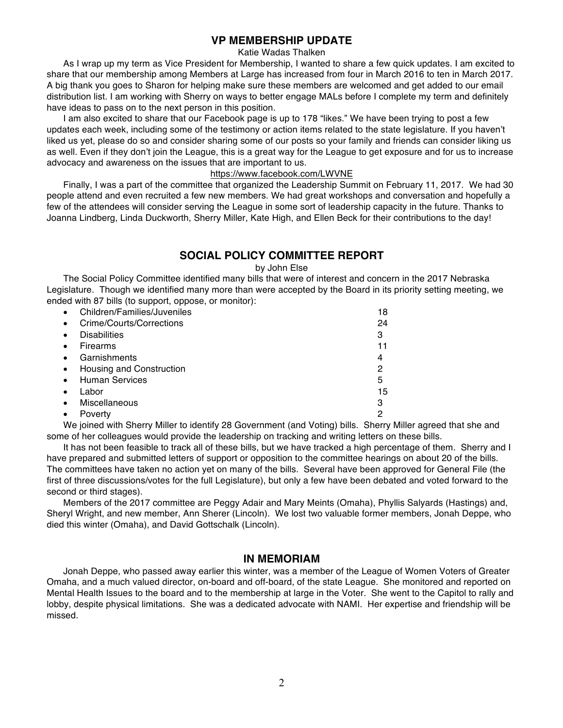## VP MEMBERSHIP UPDATE

Katie Wadas Thalken

As I wrap up my term as Vice President for Membership, I wanted to share a few quick updates. I am excited to share that our membership among Members at Large has increased from four in March 2016 to ten in March 2017. A big thank you goes to Sharon for helping make sure these members are welcomed and get added to our email distribution list. I am working with Sherry on ways to better engage MALs before I complete my term and definitely have ideas to pass on to the next person in this position.

I am also excited to share that our Facebook page is up to 178 "likes." We have been trying to post a few updates each week, including some of the testimony or action items related to the state legislature. If you haven't liked us yet, please do so and consider sharing some of our posts so your family and friends can consider liking us as well. Even if they don't join the League, this is a great way for the League to get exposure and for us to increase advocacy and awareness on the issues that are important to us.

https://www.facebook.com/LWVNE

Finally, I was a part of the committee that organized the Leadership Summit on February 11, 2017. We had 30 people attend and even recruited a few new members. We had great workshops and conversation and hopefully a few of the attendees will consider serving the League in some sort of leadership capacity in the future. Thanks to Joanna Lindberg, Linda Duckworth, Sherry Miller, Kate High, and Ellen Beck for their contributions to the day!

## SOCIAL POLICY COMMITTEE REPORT

by John Else

The Social Policy Committee identified many bills that were of interest and concern in the 2017 Nebraska Legislature. Though we identified many more than were accepted by the Board in its priority setting meeting, we ended with 87 bills (to support, oppose, or monitor):

- Children/Families/Juveniles 18
- Crime/Courts/Corrections 24
- Disabilities 3
- Firearms 11
- Garnishments 4
- Housing and Construction 2
- Human Services 5
- Labor 15
- Miscellaneous 3
- Poverty 2

We joined with Sherry Miller to identify 28 Government (and Voting) bills. Sherry Miller agreed that she and some of her colleagues would provide the leadership on tracking and writing letters on these bills.

It has not been feasible to track all of these bills, but we have tracked a high percentage of them. Sherry and I have prepared and submitted letters of support or opposition to the committee hearings on about 20 of the bills. The committees have taken no action yet on many of the bills. Several have been approved for General File (the first of three discussions/votes for the full Legislature), but only a few have been debated and voted forward to the second or third stages).

Members of the 2017 committee are Peggy Adair and Mary Meints (Omaha), Phyllis Salyards (Hastings) and, Sheryl Wright, and new member, Ann Sherer (Lincoln). We lost two valuable former members, Jonah Deppe, who died this winter (Omaha), and David Gottschalk (Lincoln).

## IN MEMORIAM

Jonah Deppe, who passed away earlier this winter, was a member of the League of Women Voters of Greater Omaha, and a much valued director, on-board and off-board, of the state League. She monitored and reported on Mental Health Issues to the board and to the membership at large in the Voter. She went to the Capitol to rally and lobby, despite physical limitations. She was a dedicated advocate with NAMI. Her expertise and friendship will be missed.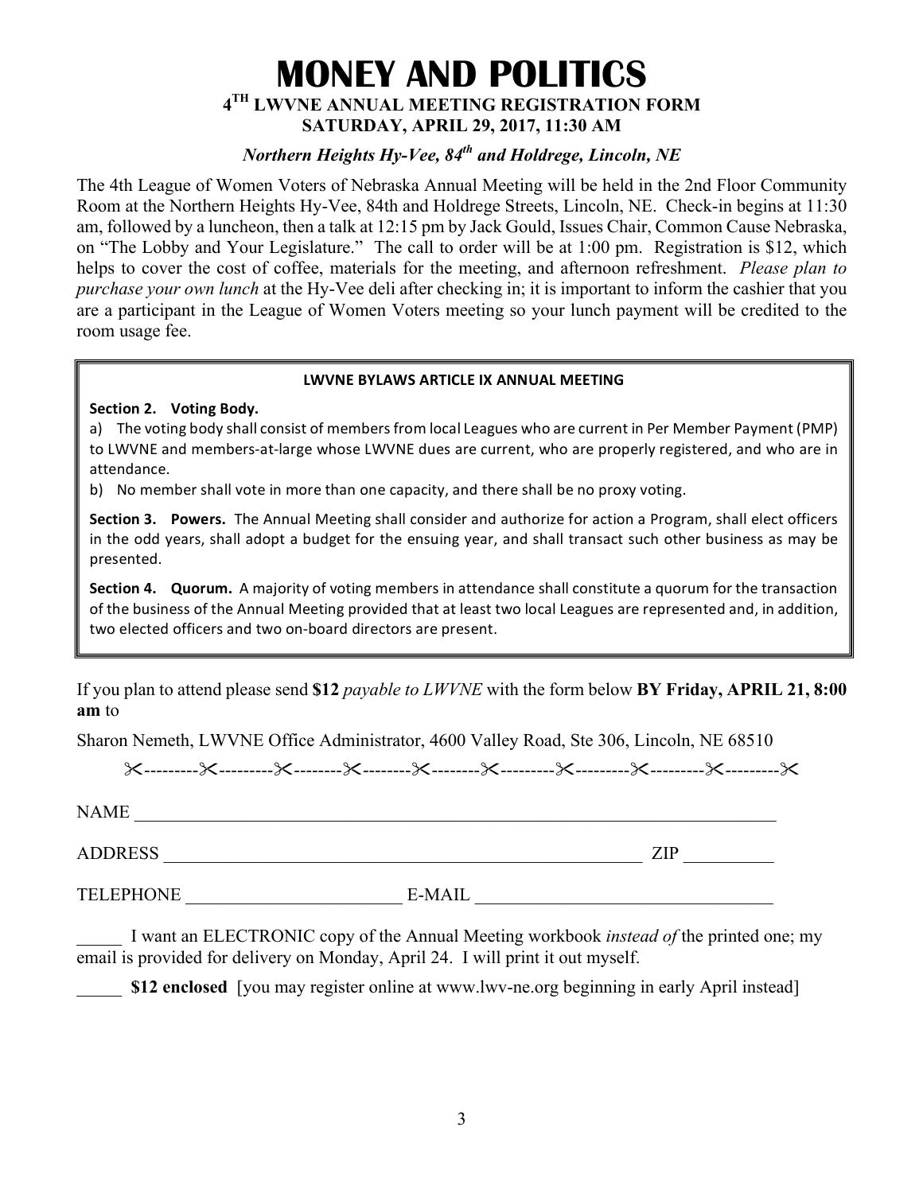# MONEY AND POLITICS

## 4TH LWVNE ANNUAL MEETING REGISTRATION FORM
## SATURDAY, APRIL 29, 2017, 11:30 AM

### *Northern Heights Hy-Vee, 84th and Holdrege, Lincoln, NE*

The 4th League of Women Voters of Nebraska Annual Meeting will be held in the 2nd Floor Community Room at the Northern Heights Hy-Vee, 84th and Holdrege Streets, Lincoln, NE. Check-in begins at 11:30 am, followed by a luncheon, then a talk at 12:15 pm by Jack Gould, Issues Chair, Common Cause Nebraska, on "The Lobby and Your Legislature." The call to order will be at 1:00 pm. Registration is $12, which helps to cover the cost of coffee, materials for the meeting, and afternoon refreshment. *Please plan to purchase your own lunch* at the Hy-Vee deli after checking in; it is important to inform the cashier that you are a participant in the League of Women Voters meeting so your lunch payment will be credited to the room usage fee.

---

**LWVNE BYLAWS ARTICLE IX ANNUAL MEETING**

**Section 2. Voting Body.**

a) The voting body shall consist of members from local Leagues who are current in Per Member Payment (PMP) to LWVNE and members-at-large whose LWVNE dues are current, who are properly registered, and who are in attendance.

b) No member shall vote in more than one capacity, and there shall be no proxy voting.

**Section 3. Powers.** The Annual Meeting shall consider and authorize for action a Program, shall elect officers in the odd years, shall adopt a budget for the ensuing year, and shall transact such other business as may be presented.

**Section 4. Quorum.** A majority of voting members in attendance shall constitute a quorum for the transaction of the business of the Annual Meeting provided that at least two local Leagues are represented and, in addition, two elected officers and two on-board directors are present.

---

If you plan to attend please send **$12** *payable to LWVNE* with the form below **BY Friday, APRIL 21, 8:00 am** to

Sharon Nemeth, LWVNE Office Administrator, 4600 Valley Road, Ste 306, Lincoln, NE 68510

✂---------✂---------✂--------✂--------✂--------✂---------✂---------✂---------✂---------✂

NAME ______________________________________________________________________

ADDRESS ___________________________________________________ ZIP __________

TELEPHONE ________________________ E-MAIL ________________________________

_____ I want an ELECTRONIC copy of the Annual Meeting workbook *instead of* the printed one; my email is provided for delivery on Monday, April 24. I will print it out myself.

_____ **$12 enclosed** [you may register online at www.lwv-ne.org beginning in early April instead]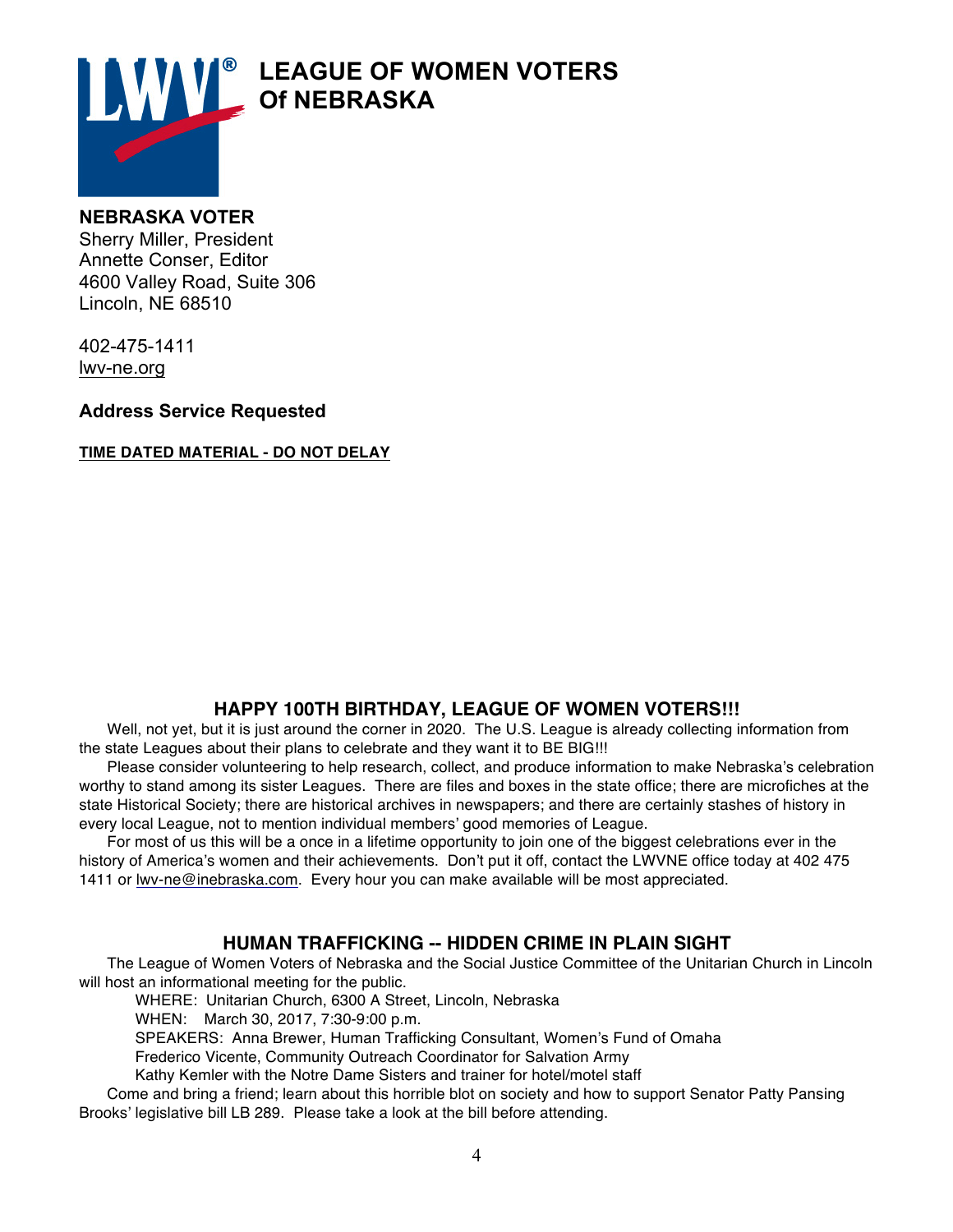# LEAGUE OF WOMEN VOTERS Of NEBRASKA

**NEBRASKA VOTER**
Sherry Miller, President
Annette Conser, Editor
4600 Valley Road, Suite 306
Lincoln, NE 68510

402-475-1411
lwv-ne.org

**Address Service Requested**

**TIME DATED MATERIAL - DO NOT DELAY**

## HAPPY 100TH BIRTHDAY, LEAGUE OF WOMEN VOTERS!!!

Well, not yet, but it is just around the corner in 2020. The U.S. League is already collecting information from the state Leagues about their plans to celebrate and they want it to BE BIG!!!

Please consider volunteering to help research, collect, and produce information to make Nebraska's celebration worthy to stand among its sister Leagues. There are files and boxes in the state office; there are microfiches at the state Historical Society; there are historical archives in newspapers; and there are certainly stashes of history in every local League, not to mention individual members' good memories of League.

For most of us this will be a once in a lifetime opportunity to join one of the biggest celebrations ever in the history of America's women and their achievements. Don't put it off, contact the LWVNE office today at 402 475 1411 or lwv-ne@inebraska.com. Every hour you can make available will be most appreciated.

## HUMAN TRAFFICKING -- HIDDEN CRIME IN PLAIN SIGHT

The League of Women Voters of Nebraska and the Social Justice Committee of the Unitarian Church in Lincoln will host an informational meeting for the public.

WHERE: Unitarian Church, 6300 A Street, Lincoln, Nebraska
WHEN: March 30, 2017, 7:30-9:00 p.m.
SPEAKERS: Anna Brewer, Human Trafficking Consultant, Women's Fund of Omaha
Frederico Vicente, Community Outreach Coordinator for Salvation Army
Kathy Kemler with the Notre Dame Sisters and trainer for hotel/motel staff

Come and bring a friend; learn about this horrible blot on society and how to support Senator Patty Pansing Brooks' legislative bill LB 289. Please take a look at the bill before attending.